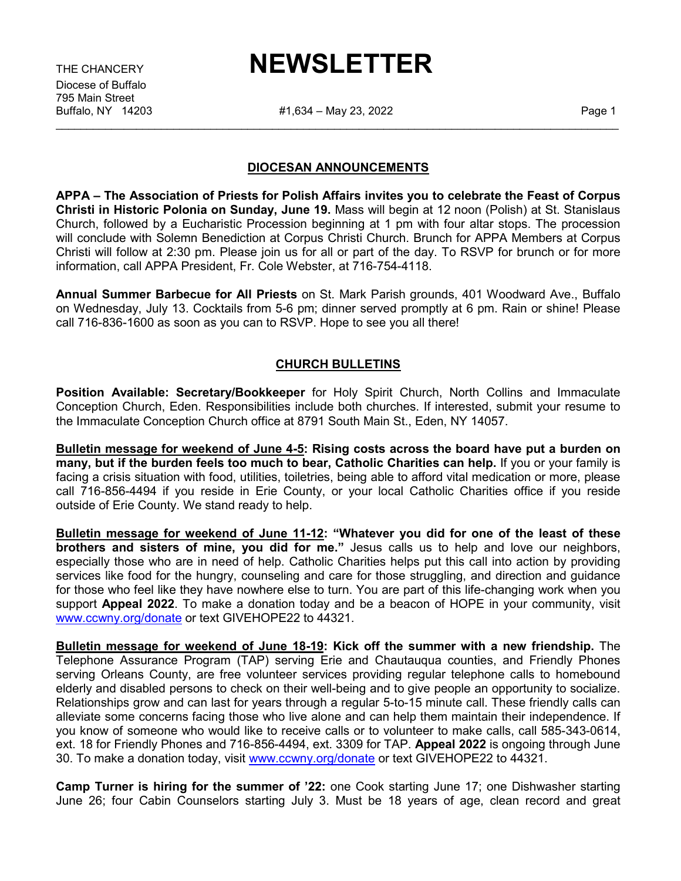THE CHANCERY

Diocese of Buffalo
795 Main Street
Buffalo, NY 14203

# NEWSLETTER

#1,634 – May 23, 2022

## DIOCESAN ANNOUNCEMENTS

**APPA – The Association of Priests for Polish Affairs invites you to celebrate the Feast of Corpus Christi in Historic Polonia on Sunday, June 19.** Mass will begin at 12 noon (Polish) at St. Stanislaus Church, followed by a Eucharistic Procession beginning at 1 pm with four altar stops. The procession will conclude with Solemn Benediction at Corpus Christi Church. Brunch for APPA Members at Corpus Christi will follow at 2:30 pm. Please join us for all or part of the day. To RSVP for brunch or for more information, call APPA President, Fr. Cole Webster, at 716-754-4118.

**Annual Summer Barbecue for All Priests** on St. Mark Parish grounds, 401 Woodward Ave., Buffalo on Wednesday, July 13. Cocktails from 5-6 pm; dinner served promptly at 6 pm. Rain or shine! Please call 716-836-1600 as soon as you can to RSVP. Hope to see you all there!

## CHURCH BULLETINS

**Position Available: Secretary/Bookkeeper** for Holy Spirit Church, North Collins and Immaculate Conception Church, Eden. Responsibilities include both churches. If interested, submit your resume to the Immaculate Conception Church office at 8791 South Main St., Eden, NY 14057.

**<u>Bulletin message for weekend of June 4-5</u>: Rising costs across the board have put a burden on many, but if the burden feels too much to bear, Catholic Charities can help.** If you or your family is facing a crisis situation with food, utilities, toiletries, being able to afford vital medication or more, please call 716-856-4494 if you reside in Erie County, or your local Catholic Charities office if you reside outside of Erie County. We stand ready to help.

**<u>Bulletin message for weekend of June 11-12</u>: "Whatever you did for one of the least of these brothers and sisters of mine, you did for me."** Jesus calls us to help and love our neighbors, especially those who are in need of help. Catholic Charities helps put this call into action by providing services like food for the hungry, counseling and care for those struggling, and direction and guidance for those who feel like they have nowhere else to turn. You are part of this life-changing work when you support **Appeal 2022**. To make a donation today and be a beacon of HOPE in your community, visit www.ccwny.org/donate or text GIVEHOPE22 to 44321.

**<u>Bulletin message for weekend of June 18-19</u>: Kick off the summer with a new friendship.** The Telephone Assurance Program (TAP) serving Erie and Chautauqua counties, and Friendly Phones serving Orleans County, are free volunteer services providing regular telephone calls to homebound elderly and disabled persons to check on their well-being and to give people an opportunity to socialize. Relationships grow and can last for years through a regular 5-to-15 minute call. These friendly calls can alleviate some concerns facing those who live alone and can help them maintain their independence. If you know of someone who would like to receive calls or to volunteer to make calls, call 585-343-0614, ext. 18 for Friendly Phones and 716-856-4494, ext. 3309 for TAP. **Appeal 2022** is ongoing through June 30. To make a donation today, visit www.ccwny.org/donate or text GIVEHOPE22 to 44321.

**Camp Turner is hiring for the summer of '22:** one Cook starting June 17; one Dishwasher starting June 26; four Cabin Counselors starting July 3. Must be 18 years of age, clean record and great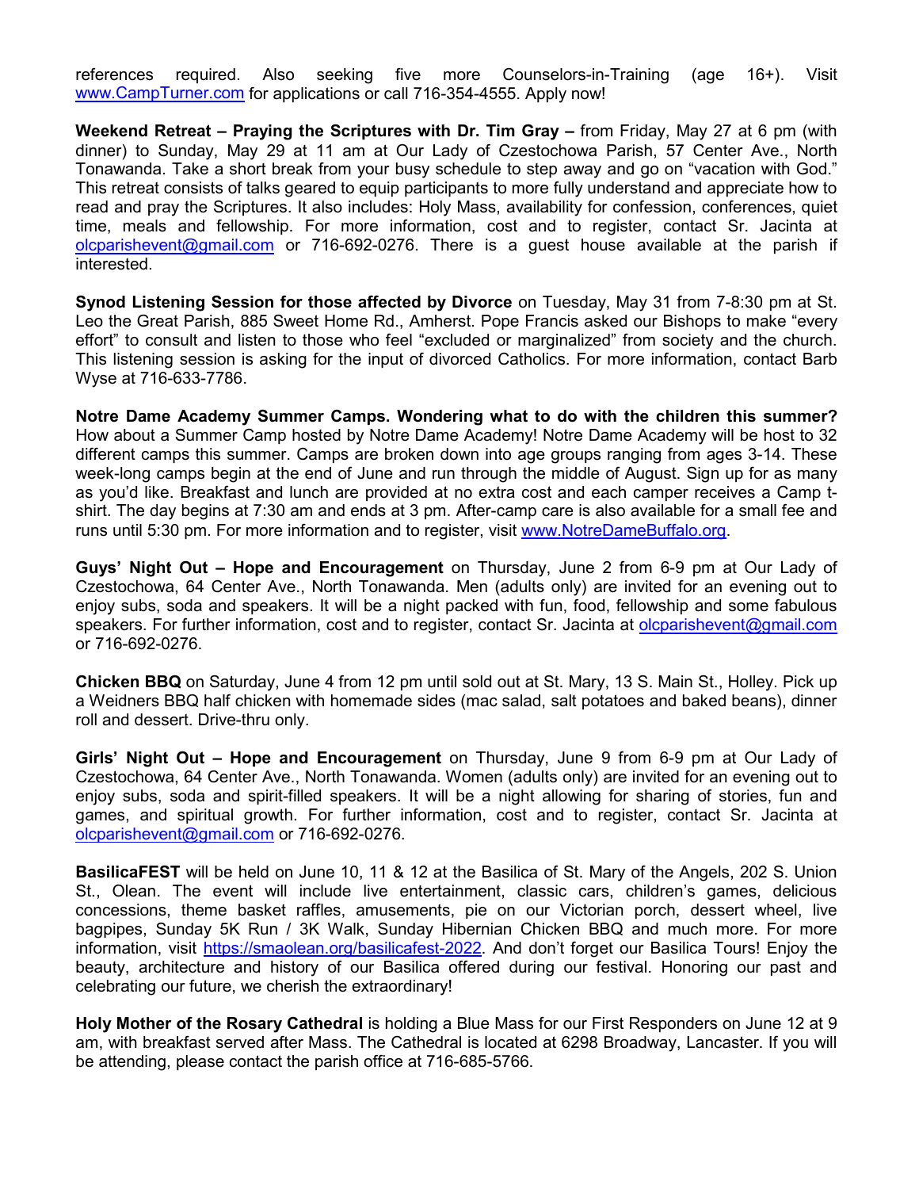references required. Also seeking five more Counselors-in-Training (age 16+). Visit www.CampTurner.com for applications or call 716-354-4555. Apply now!

**Weekend Retreat – Praying the Scriptures with Dr. Tim Gray –** from Friday, May 27 at 6 pm (with dinner) to Sunday, May 29 at 11 am at Our Lady of Czestochowa Parish, 57 Center Ave., North Tonawanda. Take a short break from your busy schedule to step away and go on "vacation with God." This retreat consists of talks geared to equip participants to more fully understand and appreciate how to read and pray the Scriptures. It also includes: Holy Mass, availability for confession, conferences, quiet time, meals and fellowship. For more information, cost and to register, contact Sr. Jacinta at olcparishevent@gmail.com or 716-692-0276. There is a guest house available at the parish if interested.

**Synod Listening Session for those affected by Divorce** on Tuesday, May 31 from 7-8:30 pm at St. Leo the Great Parish, 885 Sweet Home Rd., Amherst. Pope Francis asked our Bishops to make "every effort" to consult and listen to those who feel "excluded or marginalized" from society and the church. This listening session is asking for the input of divorced Catholics. For more information, contact Barb Wyse at 716-633-7786.

**Notre Dame Academy Summer Camps. Wondering what to do with the children this summer?** How about a Summer Camp hosted by Notre Dame Academy! Notre Dame Academy will be host to 32 different camps this summer. Camps are broken down into age groups ranging from ages 3-14. These week-long camps begin at the end of June and run through the middle of August. Sign up for as many as you'd like. Breakfast and lunch are provided at no extra cost and each camper receives a Camp t-shirt. The day begins at 7:30 am and ends at 3 pm. After-camp care is also available for a small fee and runs until 5:30 pm. For more information and to register, visit www.NotreDameBuffalo.org.

**Guys' Night Out – Hope and Encouragement** on Thursday, June 2 from 6-9 pm at Our Lady of Czestochowa, 64 Center Ave., North Tonawanda. Men (adults only) are invited for an evening out to enjoy subs, soda and speakers. It will be a night packed with fun, food, fellowship and some fabulous speakers. For further information, cost and to register, contact Sr. Jacinta at olcparishevent@gmail.com or 716-692-0276.

**Chicken BBQ** on Saturday, June 4 from 12 pm until sold out at St. Mary, 13 S. Main St., Holley. Pick up a Weidners BBQ half chicken with homemade sides (mac salad, salt potatoes and baked beans), dinner roll and dessert. Drive-thru only.

**Girls' Night Out – Hope and Encouragement** on Thursday, June 9 from 6-9 pm at Our Lady of Czestochowa, 64 Center Ave., North Tonawanda. Women (adults only) are invited for an evening out to enjoy subs, soda and spirit-filled speakers. It will be a night allowing for sharing of stories, fun and games, and spiritual growth. For further information, cost and to register, contact Sr. Jacinta at olcparishevent@gmail.com or 716-692-0276.

**BasilicaFEST** will be held on June 10, 11 & 12 at the Basilica of St. Mary of the Angels, 202 S. Union St., Olean. The event will include live entertainment, classic cars, children's games, delicious concessions, theme basket raffles, amusements, pie on our Victorian porch, dessert wheel, live bagpipes, Sunday 5K Run / 3K Walk, Sunday Hibernian Chicken BBQ and much more. For more information, visit https://smaolean.org/basilicafest-2022. And don't forget our Basilica Tours! Enjoy the beauty, architecture and history of our Basilica offered during our festival. Honoring our past and celebrating our future, we cherish the extraordinary!

**Holy Mother of the Rosary Cathedral** is holding a Blue Mass for our First Responders on June 12 at 9 am, with breakfast served after Mass. The Cathedral is located at 6298 Broadway, Lancaster. If you will be attending, please contact the parish office at 716-685-5766.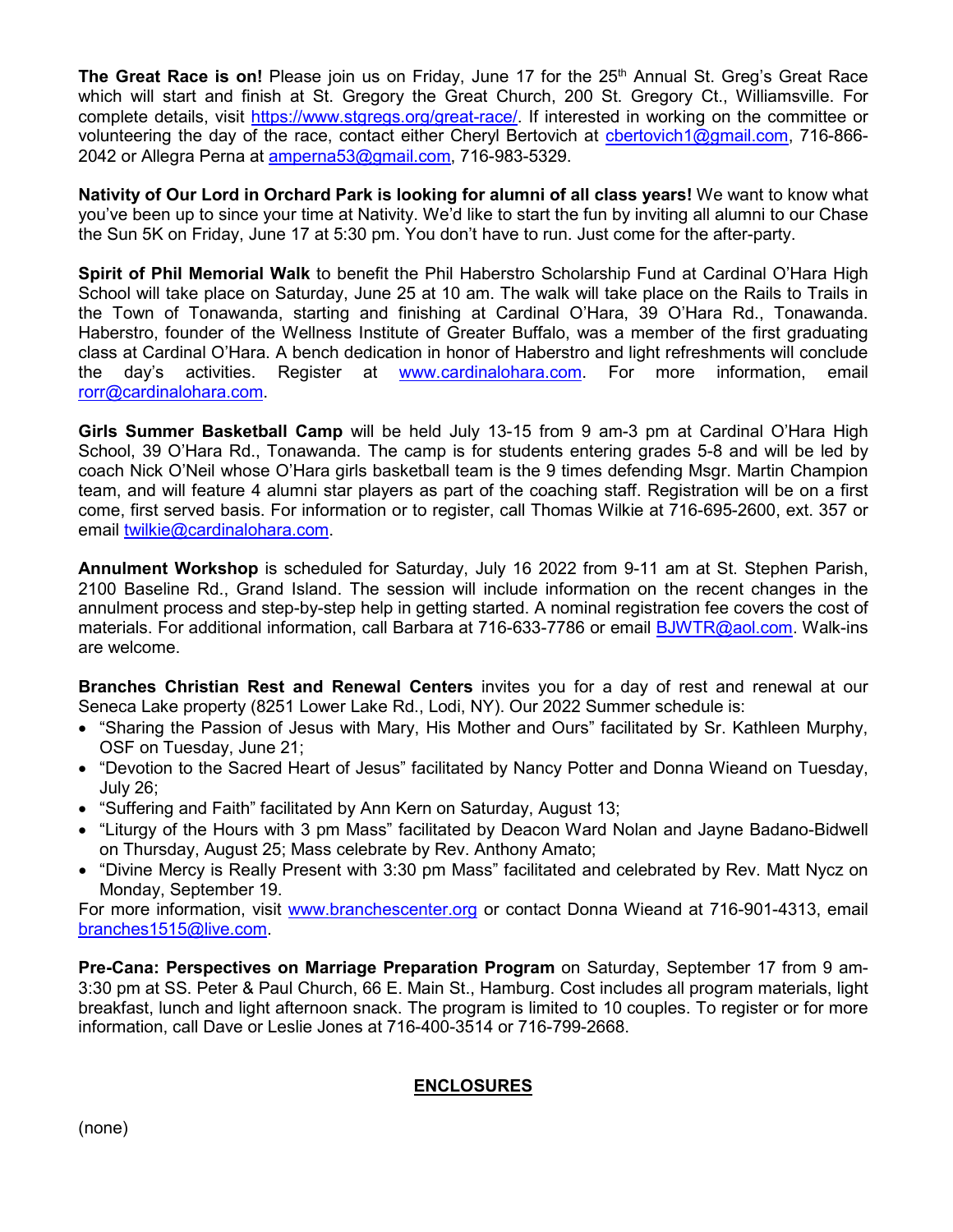**The Great Race is on!** Please join us on Friday, June 17 for the 25th Annual St. Greg's Great Race which will start and finish at St. Gregory the Great Church, 200 St. Gregory Ct., Williamsville. For complete details, visit https://www.stgregs.org/great-race/. If interested in working on the committee or volunteering the day of the race, contact either Cheryl Bertovich at cbertovich1@gmail.com, 716-866-2042 or Allegra Perna at amperna53@gmail.com, 716-983-5329.

**Nativity of Our Lord in Orchard Park is looking for alumni of all class years!** We want to know what you've been up to since your time at Nativity. We'd like to start the fun by inviting all alumni to our Chase the Sun 5K on Friday, June 17 at 5:30 pm. You don't have to run. Just come for the after-party.

**Spirit of Phil Memorial Walk** to benefit the Phil Haberstro Scholarship Fund at Cardinal O'Hara High School will take place on Saturday, June 25 at 10 am. The walk will take place on the Rails to Trails in the Town of Tonawanda, starting and finishing at Cardinal O'Hara, 39 O'Hara Rd., Tonawanda. Haberstro, founder of the Wellness Institute of Greater Buffalo, was a member of the first graduating class at Cardinal O'Hara. A bench dedication in honor of Haberstro and light refreshments will conclude the day's activities. Register at www.cardinalohara.com. For more information, email rorr@cardinalohara.com.

**Girls Summer Basketball Camp** will be held July 13-15 from 9 am-3 pm at Cardinal O'Hara High School, 39 O'Hara Rd., Tonawanda. The camp is for students entering grades 5-8 and will be led by coach Nick O'Neil whose O'Hara girls basketball team is the 9 times defending Msgr. Martin Champion team, and will feature 4 alumni star players as part of the coaching staff. Registration will be on a first come, first served basis. For information or to register, call Thomas Wilkie at 716-695-2600, ext. 357 or email twilkie@cardinalohara.com.

**Annulment Workshop** is scheduled for Saturday, July 16 2022 from 9-11 am at St. Stephen Parish, 2100 Baseline Rd., Grand Island. The session will include information on the recent changes in the annulment process and step-by-step help in getting started. A nominal registration fee covers the cost of materials. For additional information, call Barbara at 716-633-7786 or email BJWTR@aol.com. Walk-ins are welcome.

**Branches Christian Rest and Renewal Centers** invites you for a day of rest and renewal at our Seneca Lake property (8251 Lower Lake Rd., Lodi, NY). Our 2022 Summer schedule is:

- "Sharing the Passion of Jesus with Mary, His Mother and Ours" facilitated by Sr. Kathleen Murphy, OSF on Tuesday, June 21;
- "Devotion to the Sacred Heart of Jesus" facilitated by Nancy Potter and Donna Wieand on Tuesday, July 26;
- "Suffering and Faith" facilitated by Ann Kern on Saturday, August 13;
- "Liturgy of the Hours with 3 pm Mass" facilitated by Deacon Ward Nolan and Jayne Badano-Bidwell on Thursday, August 25; Mass celebrate by Rev. Anthony Amato;
- "Divine Mercy is Really Present with 3:30 pm Mass" facilitated and celebrated by Rev. Matt Nycz on Monday, September 19.

For more information, visit www.branchescenter.org or contact Donna Wieand at 716-901-4313, email branches1515@live.com.

**Pre-Cana: Perspectives on Marriage Preparation Program** on Saturday, September 17 from 9 am-3:30 pm at SS. Peter & Paul Church, 66 E. Main St., Hamburg. Cost includes all program materials, light breakfast, lunch and light afternoon snack. The program is limited to 10 couples. To register or for more information, call Dave or Leslie Jones at 716-400-3514 or 716-799-2668.

## ENCLOSURES

(none)